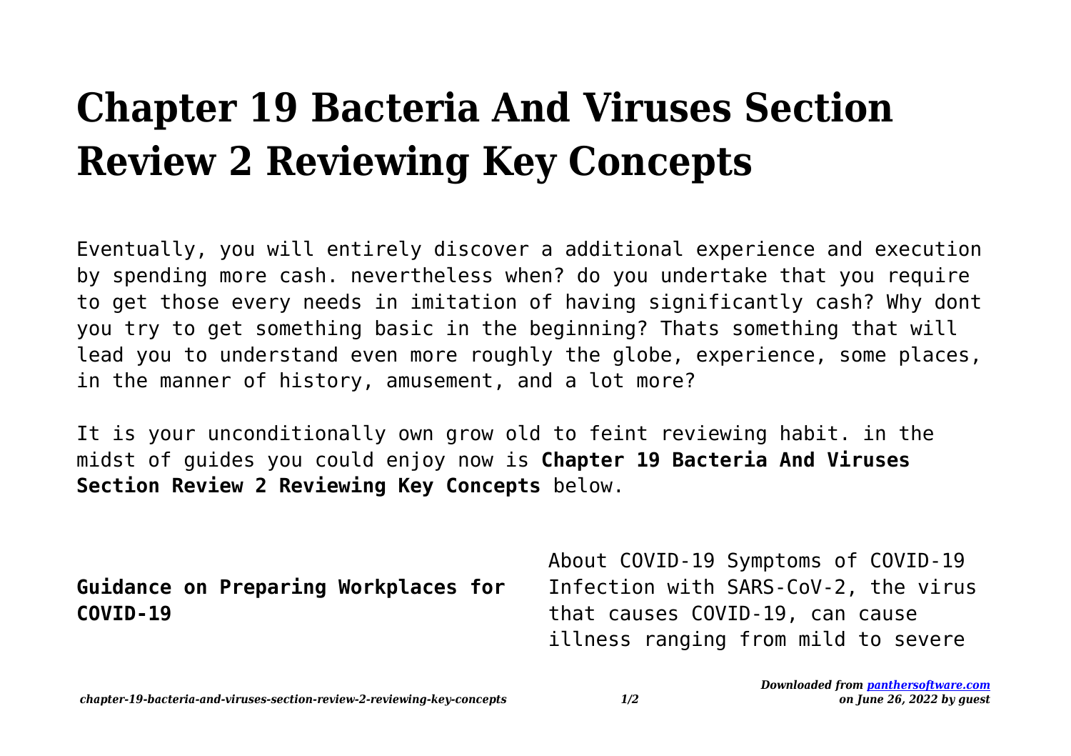# Chapter 19 Bacteria And Viruses Section Review 2 Reviewing Key Concepts

Eventually, you will entirely discover a additional experience and execution by spending more cash. nevertheless when? do you undertake that you require to get those every needs in imitation of having significantly cash? Why dont you try to get something basic in the beginning? Thats something that will lead you to understand even more roughly the globe, experience, some places, in the manner of history, amusement, and a lot more?

It is your unconditionally own grow old to feint reviewing habit. in the midst of guides you could enjoy now is **Chapter 19 Bacteria And Viruses Section Review 2 Reviewing Key Concepts** below.

**Guidance on Preparing Workplaces for COVID-19**

About COVID-19 Symptoms of COVID-19 Infection with SARS-CoV-2, the virus that causes COVID-19, can cause illness ranging from mild to severe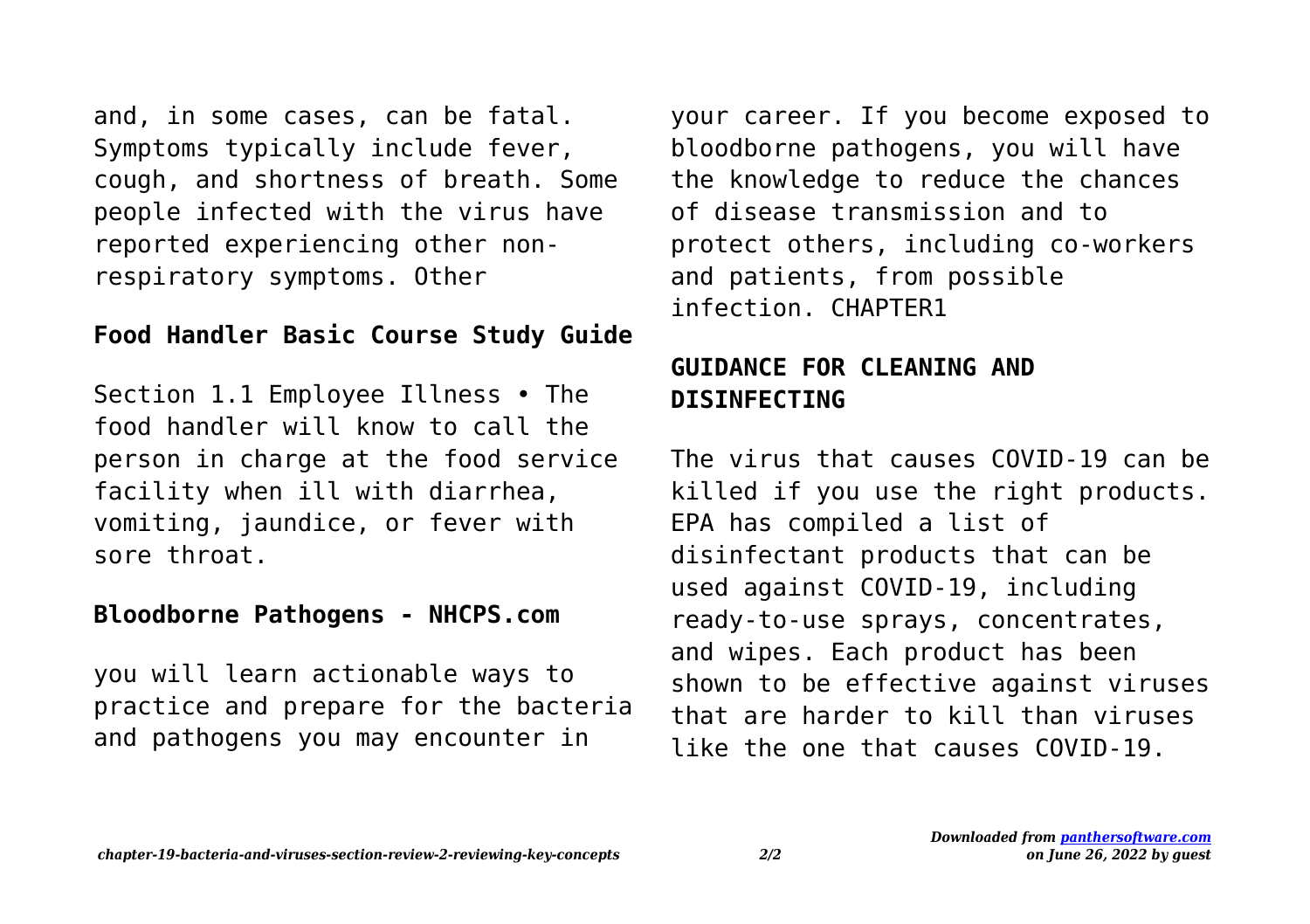and, in some cases, can be fatal. Symptoms typically include fever, cough, and shortness of breath. Some people infected with the virus have reported experiencing other non-respiratory symptoms. Other

### Food Handler Basic Course Study Guide

Section 1.1 Employee Illness • The food handler will know to call the person in charge at the food service facility when ill with diarrhea, vomiting, jaundice, or fever with sore throat.

### Bloodborne Pathogens - NHCPS.com

you will learn actionable ways to practice and prepare for the bacteria and pathogens you may encounter in your career. If you become exposed to bloodborne pathogens, you will have the knowledge to reduce the chances of disease transmission and to protect others, including co-workers and patients, from possible infection. CHAPTER1

### GUIDANCE FOR CLEANING AND DISINFECTING

The virus that causes COVID-19 can be killed if you use the right products. EPA has compiled a list of disinfectant products that can be used against COVID-19, including ready-to-use sprays, concentrates, and wipes. Each product has been shown to be effective against viruses that are harder to kill than viruses like the one that causes COVID-19.